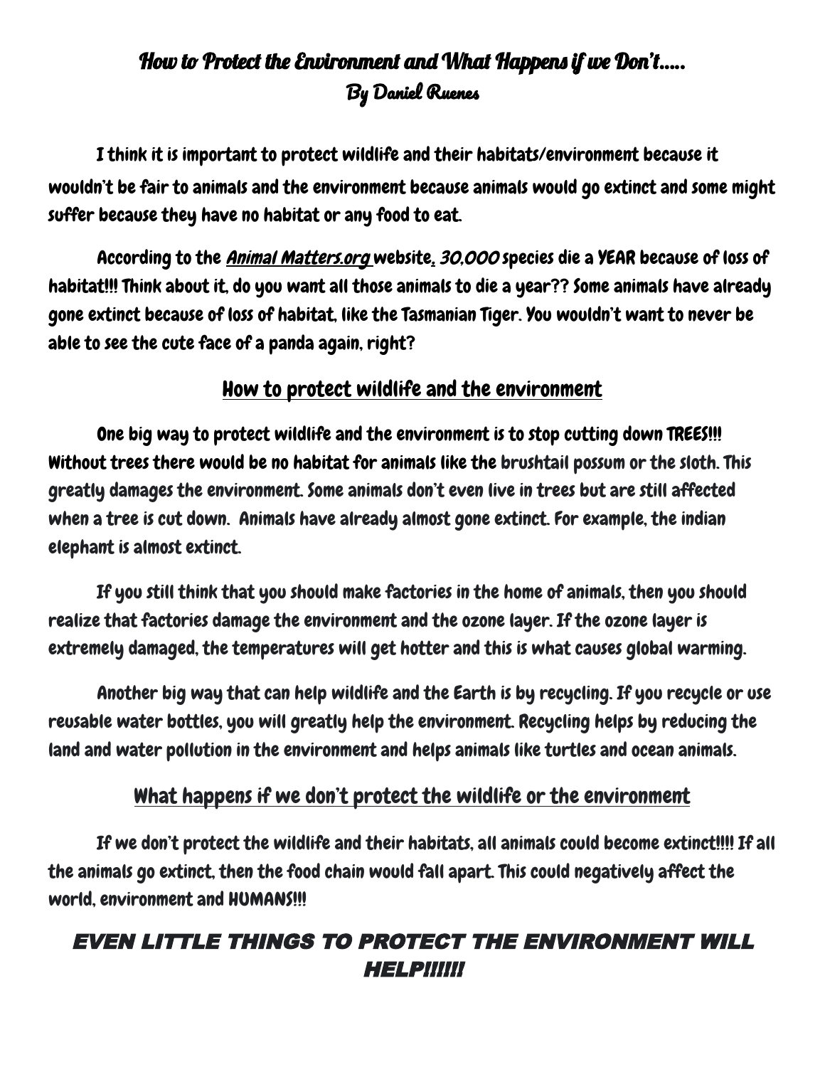# How to Protect the Environment and What Happens if we Don't.....

## By Daniel Ruenes

I think it is important to protect wildlife and their habitats/environment because it wouldn't be fair to animals and the environment because animals would go extinct and some might suffer because they have no habitat or any food to eat.

According to the *Animal Matters.org* website, *30,000* species die a YEAR because of loss of habitat!!! Think about it, do you want all those animals to die a year?? Some animals have already gone extinct because of loss of habitat, like the Tasmanian Tiger. You wouldn't want to never be able to see the cute face of a panda again, right?

## How to protect wildlife and the environment

One big way to protect wildlife and the environment is to stop cutting down TREES!!! Without trees there would be no habitat for animals like the brushtail possum or the sloth. This greatly damages the environment. Some animals don't even live in trees but are still affected when a tree is cut down. Animals have already almost gone extinct. For example, the indian elephant is almost extinct.

If you still think that you should make factories in the home of animals, then you should realize that factories damage the environment and the ozone layer. If the ozone layer is extremely damaged, the temperatures will get hotter and this is what causes global warming.

Another big way that can help wildlife and the Earth is by recycling. If you recycle or use reusable water bottles, you will greatly help the environment. Recycling helps by reducing the land and water pollution in the environment and helps animals like turtles and ocean animals.

## What happens if we don't protect the wildlife or the environment

If we don't protect the wildlife and their habitats, all animals could become extinct!!!! If all the animals go extinct, then the food chain would fall apart. This could negatively affect the world, environment and HUMANS!!!

***EVEN LITTLE THINGS TO PROTECT THE ENVIRONMENT WILL HELP!!!!!!***